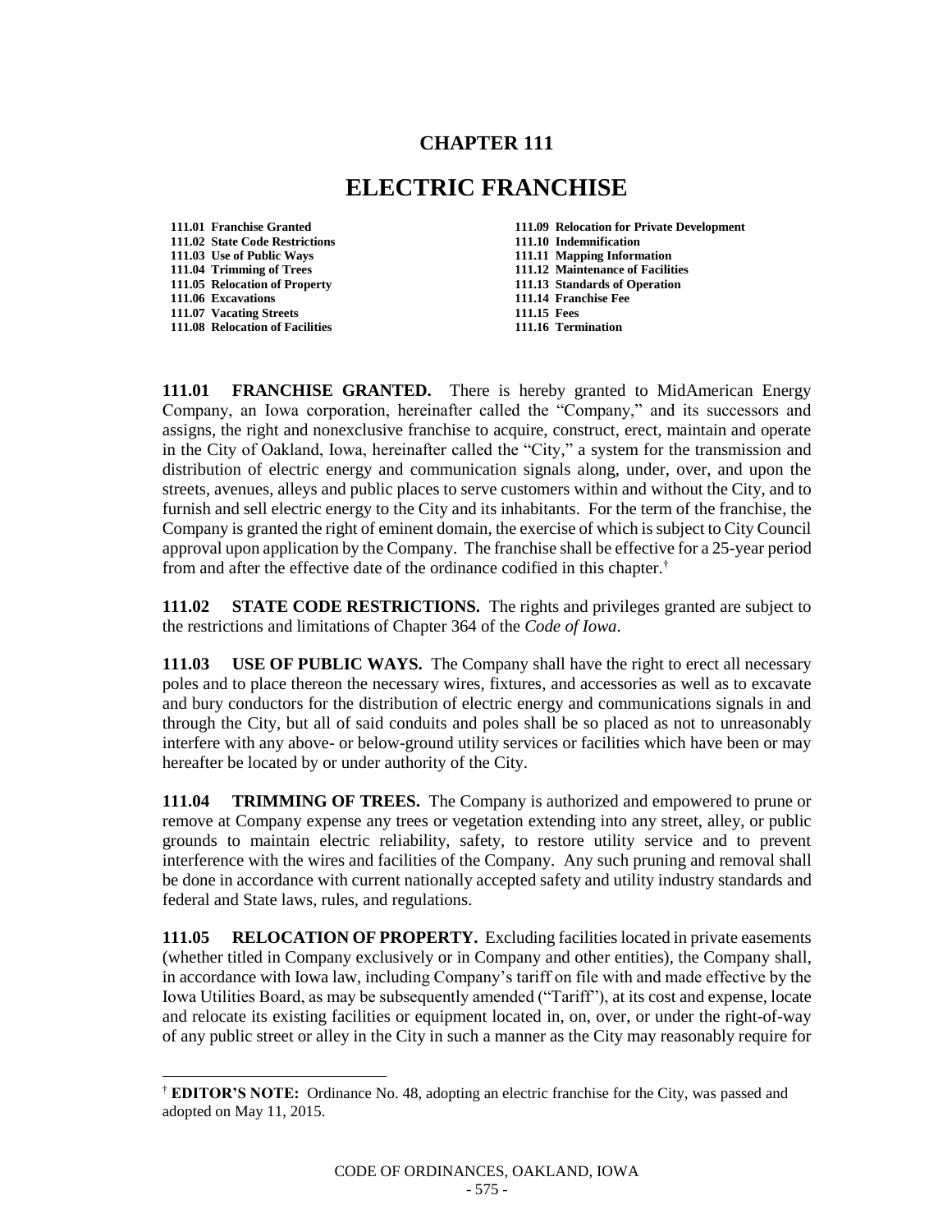# CHAPTER 111

# ELECTRIC FRANCHISE

- 111.01 Franchise Granted
- 111.02 State Code Restrictions
- 111.03 Use of Public Ways
- 111.04 Trimming of Trees
- 111.05 Relocation of Property
- 111.06 Excavations
- 111.07 Vacating Streets
- 111.08 Relocation of Facilities
- 111.09 Relocation for Private Development
- 111.10 Indemnification
- 111.11 Mapping Information
- 111.12 Maintenance of Facilities
- 111.13 Standards of Operation
- 111.14 Franchise Fee
- 111.15 Fees
- 111.16 Termination

**111.01 FRANCHISE GRANTED.** There is hereby granted to MidAmerican Energy Company, an Iowa corporation, hereinafter called the "Company," and its successors and assigns, the right and nonexclusive franchise to acquire, construct, erect, maintain and operate in the City of Oakland, Iowa, hereinafter called the "City," a system for the transmission and distribution of electric energy and communication signals along, under, over, and upon the streets, avenues, alleys and public places to serve customers within and without the City, and to furnish and sell electric energy to the City and its inhabitants. For the term of the franchise, the Company is granted the right of eminent domain, the exercise of which is subject to City Council approval upon application by the Company. The franchise shall be effective for a 25-year period from and after the effective date of the ordinance codified in this chapter.†

**111.02 STATE CODE RESTRICTIONS.** The rights and privileges granted are subject to the restrictions and limitations of Chapter 364 of the *Code of Iowa*.

**111.03 USE OF PUBLIC WAYS.** The Company shall have the right to erect all necessary poles and to place thereon the necessary wires, fixtures, and accessories as well as to excavate and bury conductors for the distribution of electric energy and communications signals in and through the City, but all of said conduits and poles shall be so placed as not to unreasonably interfere with any above- or below-ground utility services or facilities which have been or may hereafter be located by or under authority of the City.

**111.04 TRIMMING OF TREES.** The Company is authorized and empowered to prune or remove at Company expense any trees or vegetation extending into any street, alley, or public grounds to maintain electric reliability, safety, to restore utility service and to prevent interference with the wires and facilities of the Company. Any such pruning and removal shall be done in accordance with current nationally accepted safety and utility industry standards and federal and State laws, rules, and regulations.

**111.05 RELOCATION OF PROPERTY.** Excluding facilities located in private easements (whether titled in Company exclusively or in Company and other entities), the Company shall, in accordance with Iowa law, including Company's tariff on file with and made effective by the Iowa Utilities Board, as may be subsequently amended ("Tariff"), at its cost and expense, locate and relocate its existing facilities or equipment located in, on, over, or under the right-of-way of any public street or alley in the City in such a manner as the City may reasonably require for

---

† **EDITOR'S NOTE:** Ordinance No. 48, adopting an electric franchise for the City, was passed and adopted on May 11, 2015.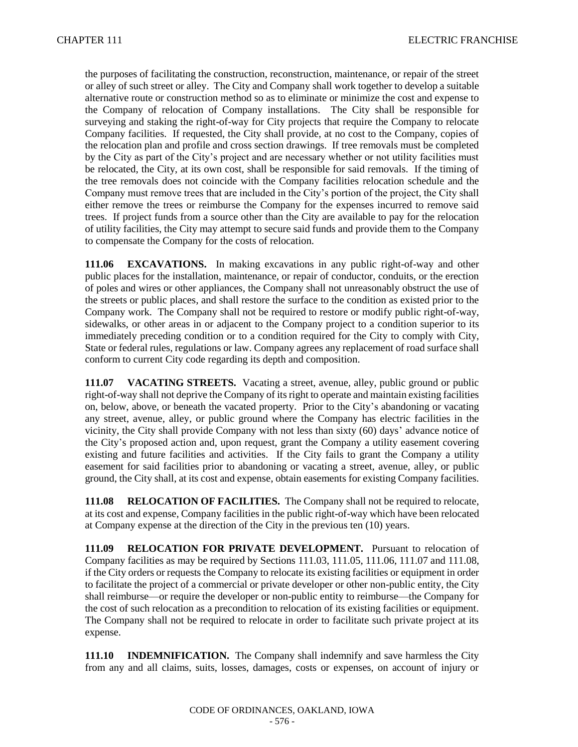the purposes of facilitating the construction, reconstruction, maintenance, or repair of the street or alley of such street or alley. The City and Company shall work together to develop a suitable alternative route or construction method so as to eliminate or minimize the cost and expense to the Company of relocation of Company installations. The City shall be responsible for surveying and staking the right-of-way for City projects that require the Company to relocate Company facilities. If requested, the City shall provide, at no cost to the Company, copies of the relocation plan and profile and cross section drawings. If tree removals must be completed by the City as part of the City's project and are necessary whether or not utility facilities must be relocated, the City, at its own cost, shall be responsible for said removals. If the timing of the tree removals does not coincide with the Company facilities relocation schedule and the Company must remove trees that are included in the City's portion of the project, the City shall either remove the trees or reimburse the Company for the expenses incurred to remove said trees. If project funds from a source other than the City are available to pay for the relocation of utility facilities, the City may attempt to secure said funds and provide them to the Company to compensate the Company for the costs of relocation.

**111.06 EXCAVATIONS.** In making excavations in any public right-of-way and other public places for the installation, maintenance, or repair of conductor, conduits, or the erection of poles and wires or other appliances, the Company shall not unreasonably obstruct the use of the streets or public places, and shall restore the surface to the condition as existed prior to the Company work. The Company shall not be required to restore or modify public right-of-way, sidewalks, or other areas in or adjacent to the Company project to a condition superior to its immediately preceding condition or to a condition required for the City to comply with City, State or federal rules, regulations or law. Company agrees any replacement of road surface shall conform to current City code regarding its depth and composition.

**111.07 VACATING STREETS.** Vacating a street, avenue, alley, public ground or public right-of-way shall not deprive the Company of its right to operate and maintain existing facilities on, below, above, or beneath the vacated property. Prior to the City's abandoning or vacating any street, avenue, alley, or public ground where the Company has electric facilities in the vicinity, the City shall provide Company with not less than sixty (60) days' advance notice of the City's proposed action and, upon request, grant the Company a utility easement covering existing and future facilities and activities. If the City fails to grant the Company a utility easement for said facilities prior to abandoning or vacating a street, avenue, alley, or public ground, the City shall, at its cost and expense, obtain easements for existing Company facilities.

**111.08 RELOCATION OF FACILITIES.** The Company shall not be required to relocate, at its cost and expense, Company facilities in the public right-of-way which have been relocated at Company expense at the direction of the City in the previous ten (10) years.

**111.09 RELOCATION FOR PRIVATE DEVELOPMENT.** Pursuant to relocation of Company facilities as may be required by Sections 111.03, 111.05, 111.06, 111.07 and 111.08, if the City orders or requests the Company to relocate its existing facilities or equipment in order to facilitate the project of a commercial or private developer or other non-public entity, the City shall reimburse—or require the developer or non-public entity to reimburse—the Company for the cost of such relocation as a precondition to relocation of its existing facilities or equipment. The Company shall not be required to relocate in order to facilitate such private project at its expense.

**111.10 INDEMNIFICATION.** The Company shall indemnify and save harmless the City from any and all claims, suits, losses, damages, costs or expenses, on account of injury or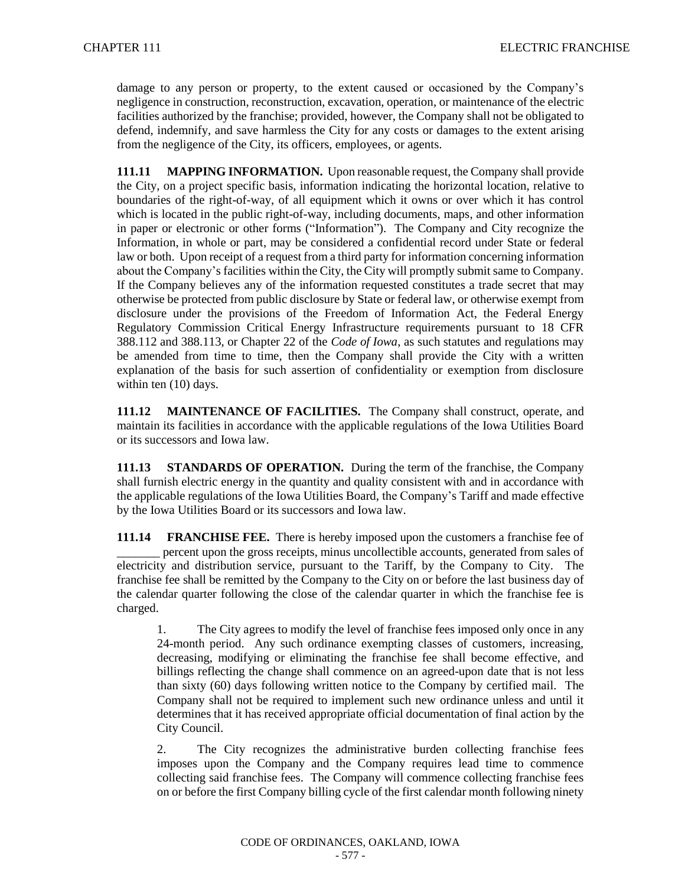damage to any person or property, to the extent caused or occasioned by the Company's negligence in construction, reconstruction, excavation, operation, or maintenance of the electric facilities authorized by the franchise; provided, however, the Company shall not be obligated to defend, indemnify, and save harmless the City for any costs or damages to the extent arising from the negligence of the City, its officers, employees, or agents.

**111.11 MAPPING INFORMATION.** Upon reasonable request, the Company shall provide the City, on a project specific basis, information indicating the horizontal location, relative to boundaries of the right-of-way, of all equipment which it owns or over which it has control which is located in the public right-of-way, including documents, maps, and other information in paper or electronic or other forms ("Information"). The Company and City recognize the Information, in whole or part, may be considered a confidential record under State or federal law or both. Upon receipt of a request from a third party for information concerning information about the Company's facilities within the City, the City will promptly submit same to Company. If the Company believes any of the information requested constitutes a trade secret that may otherwise be protected from public disclosure by State or federal law, or otherwise exempt from disclosure under the provisions of the Freedom of Information Act, the Federal Energy Regulatory Commission Critical Energy Infrastructure requirements pursuant to 18 CFR 388.112 and 388.113, or Chapter 22 of the *Code of Iowa*, as such statutes and regulations may be amended from time to time, then the Company shall provide the City with a written explanation of the basis for such assertion of confidentiality or exemption from disclosure within ten (10) days.

**111.12 MAINTENANCE OF FACILITIES.** The Company shall construct, operate, and maintain its facilities in accordance with the applicable regulations of the Iowa Utilities Board or its successors and Iowa law.

**111.13 STANDARDS OF OPERATION.** During the term of the franchise, the Company shall furnish electric energy in the quantity and quality consistent with and in accordance with the applicable regulations of the Iowa Utilities Board, the Company's Tariff and made effective by the Iowa Utilities Board or its successors and Iowa law.

**111.14 FRANCHISE FEE.** There is hereby imposed upon the customers a franchise fee of _______ percent upon the gross receipts, minus uncollectible accounts, generated from sales of electricity and distribution service, pursuant to the Tariff, by the Company to City. The franchise fee shall be remitted by the Company to the City on or before the last business day of the calendar quarter following the close of the calendar quarter in which the franchise fee is charged.

1. The City agrees to modify the level of franchise fees imposed only once in any 24-month period. Any such ordinance exempting classes of customers, increasing, decreasing, modifying or eliminating the franchise fee shall become effective, and billings reflecting the change shall commence on an agreed-upon date that is not less than sixty (60) days following written notice to the Company by certified mail. The Company shall not be required to implement such new ordinance unless and until it determines that it has received appropriate official documentation of final action by the City Council.

2. The City recognizes the administrative burden collecting franchise fees imposes upon the Company and the Company requires lead time to commence collecting said franchise fees. The Company will commence collecting franchise fees on or before the first Company billing cycle of the first calendar month following ninety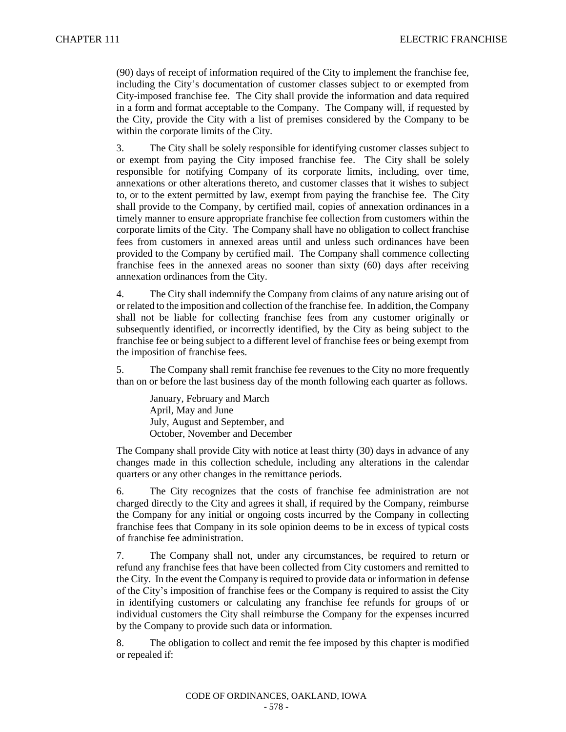(90) days of receipt of information required of the City to implement the franchise fee, including the City's documentation of customer classes subject to or exempted from City-imposed franchise fee. The City shall provide the information and data required in a form and format acceptable to the Company. The Company will, if requested by the City, provide the City with a list of premises considered by the Company to be within the corporate limits of the City.

3. The City shall be solely responsible for identifying customer classes subject to or exempt from paying the City imposed franchise fee. The City shall be solely responsible for notifying Company of its corporate limits, including, over time, annexations or other alterations thereto, and customer classes that it wishes to subject to, or to the extent permitted by law, exempt from paying the franchise fee. The City shall provide to the Company, by certified mail, copies of annexation ordinances in a timely manner to ensure appropriate franchise fee collection from customers within the corporate limits of the City. The Company shall have no obligation to collect franchise fees from customers in annexed areas until and unless such ordinances have been provided to the Company by certified mail. The Company shall commence collecting franchise fees in the annexed areas no sooner than sixty (60) days after receiving annexation ordinances from the City.

4. The City shall indemnify the Company from claims of any nature arising out of or related to the imposition and collection of the franchise fee. In addition, the Company shall not be liable for collecting franchise fees from any customer originally or subsequently identified, or incorrectly identified, by the City as being subject to the franchise fee or being subject to a different level of franchise fees or being exempt from the imposition of franchise fees.

5. The Company shall remit franchise fee revenues to the City no more frequently than on or before the last business day of the month following each quarter as follows.

January, February and March
April, May and June
July, August and September, and
October, November and December

The Company shall provide City with notice at least thirty (30) days in advance of any changes made in this collection schedule, including any alterations in the calendar quarters or any other changes in the remittance periods.

6. The City recognizes that the costs of franchise fee administration are not charged directly to the City and agrees it shall, if required by the Company, reimburse the Company for any initial or ongoing costs incurred by the Company in collecting franchise fees that Company in its sole opinion deems to be in excess of typical costs of franchise fee administration.

7. The Company shall not, under any circumstances, be required to return or refund any franchise fees that have been collected from City customers and remitted to the City. In the event the Company is required to provide data or information in defense of the City's imposition of franchise fees or the Company is required to assist the City in identifying customers or calculating any franchise fee refunds for groups of or individual customers the City shall reimburse the Company for the expenses incurred by the Company to provide such data or information.

8. The obligation to collect and remit the fee imposed by this chapter is modified or repealed if: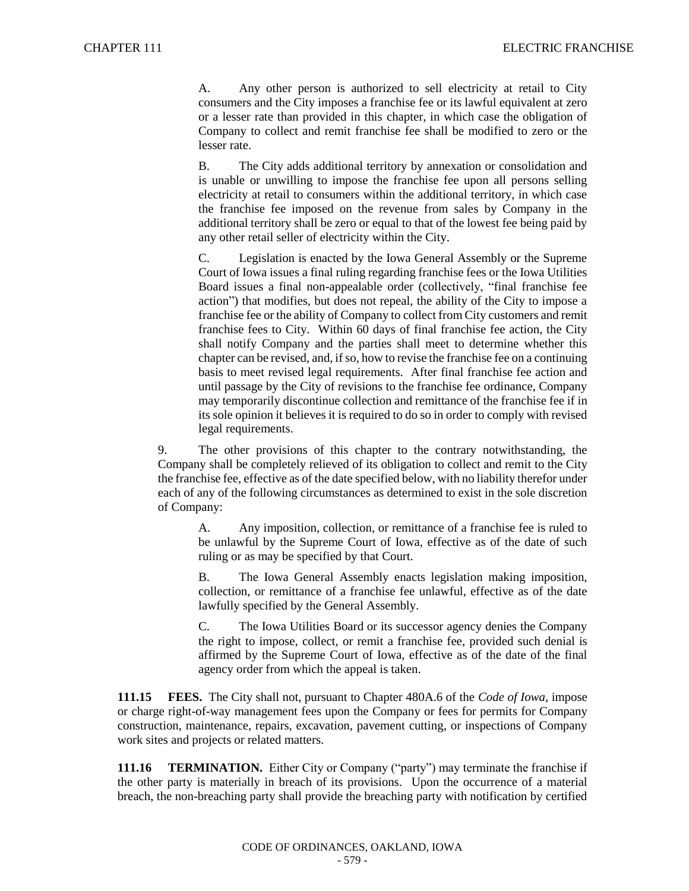A. Any other person is authorized to sell electricity at retail to City consumers and the City imposes a franchise fee or its lawful equivalent at zero or a lesser rate than provided in this chapter, in which case the obligation of Company to collect and remit franchise fee shall be modified to zero or the lesser rate.

B. The City adds additional territory by annexation or consolidation and is unable or unwilling to impose the franchise fee upon all persons selling electricity at retail to consumers within the additional territory, in which case the franchise fee imposed on the revenue from sales by Company in the additional territory shall be zero or equal to that of the lowest fee being paid by any other retail seller of electricity within the City.

C. Legislation is enacted by the Iowa General Assembly or the Supreme Court of Iowa issues a final ruling regarding franchise fees or the Iowa Utilities Board issues a final non-appealable order (collectively, "final franchise fee action") that modifies, but does not repeal, the ability of the City to impose a franchise fee or the ability of Company to collect from City customers and remit franchise fees to City. Within 60 days of final franchise fee action, the City shall notify Company and the parties shall meet to determine whether this chapter can be revised, and, if so, how to revise the franchise fee on a continuing basis to meet revised legal requirements. After final franchise fee action and until passage by the City of revisions to the franchise fee ordinance, Company may temporarily discontinue collection and remittance of the franchise fee if in its sole opinion it believes it is required to do so in order to comply with revised legal requirements.

9. The other provisions of this chapter to the contrary notwithstanding, the Company shall be completely relieved of its obligation to collect and remit to the City the franchise fee, effective as of the date specified below, with no liability therefor under each of any of the following circumstances as determined to exist in the sole discretion of Company:

A. Any imposition, collection, or remittance of a franchise fee is ruled to be unlawful by the Supreme Court of Iowa, effective as of the date of such ruling or as may be specified by that Court.

B. The Iowa General Assembly enacts legislation making imposition, collection, or remittance of a franchise fee unlawful, effective as of the date lawfully specified by the General Assembly.

C. The Iowa Utilities Board or its successor agency denies the Company the right to impose, collect, or remit a franchise fee, provided such denial is affirmed by the Supreme Court of Iowa, effective as of the date of the final agency order from which the appeal is taken.

**111.15 FEES.** The City shall not, pursuant to Chapter 480A.6 of the *Code of Iowa*, impose or charge right-of-way management fees upon the Company or fees for permits for Company construction, maintenance, repairs, excavation, pavement cutting, or inspections of Company work sites and projects or related matters.

**111.16 TERMINATION.** Either City or Company ("party") may terminate the franchise if the other party is materially in breach of its provisions. Upon the occurrence of a material breach, the non-breaching party shall provide the breaching party with notification by certified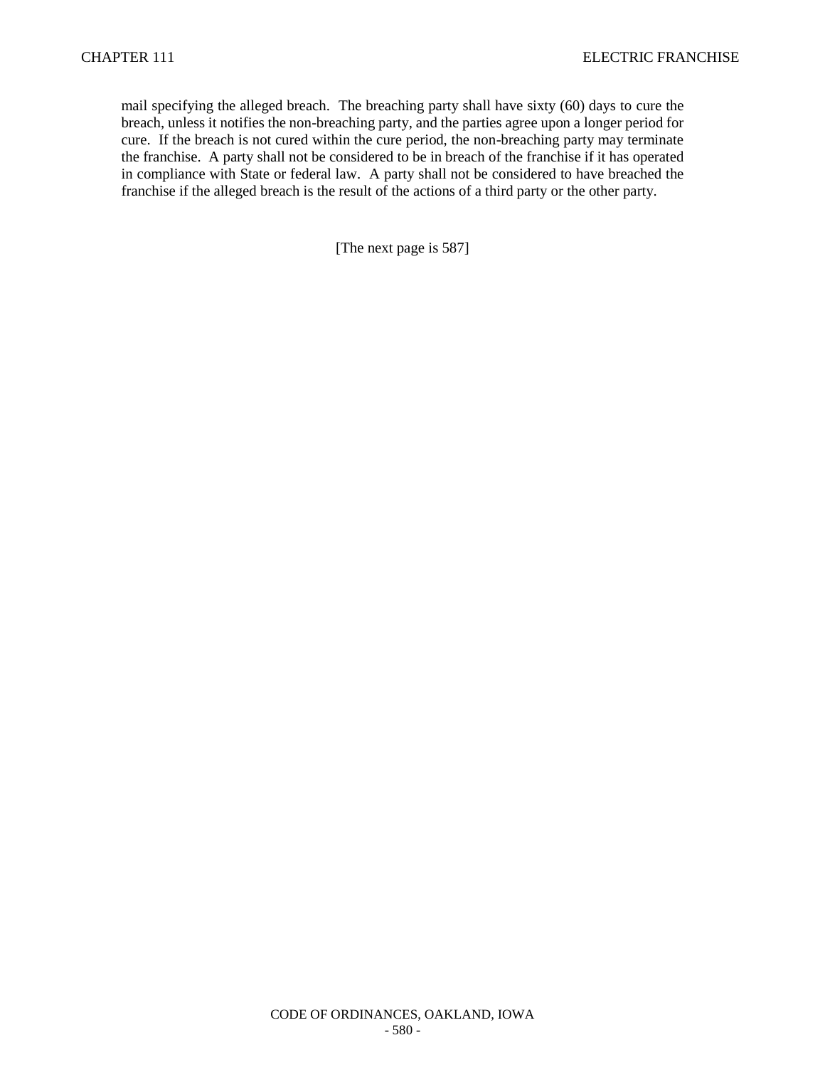mail specifying the alleged breach. The breaching party shall have sixty (60) days to cure the breach, unless it notifies the non-breaching party, and the parties agree upon a longer period for cure. If the breach is not cured within the cure period, the non-breaching party may terminate the franchise. A party shall not be considered to be in breach of the franchise if it has operated in compliance with State or federal law. A party shall not be considered to have breached the franchise if the alleged breach is the result of the actions of a third party or the other party.

[The next page is 587]